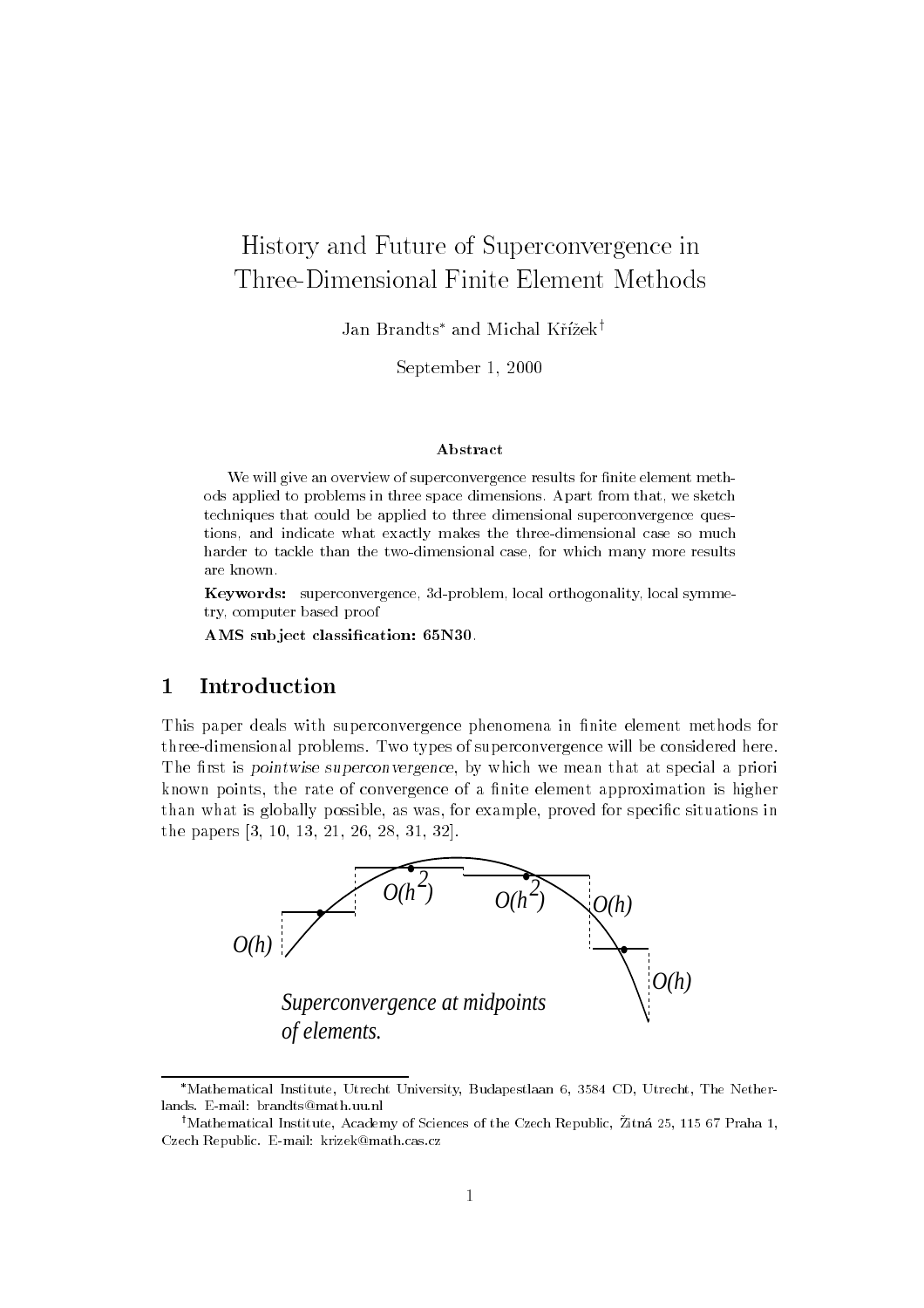# History and Future of Superconvergence in Three-Dimensional Finite Element Methods

Jan Brandts* and Michal Křížek†

September 1, 2000

### Abstract

We will give an overview of superconvergence results for finite element methods applied to problems in three space dimensions. Apart from that, we sketch techniques that could be applied to three dimensional superconvergence questions, and indicate what exactly makes the three-dimensional case so much harder to tackle than the two-dimensional case, for which many more results are known.

**Keywords:** superconvergence, 3d-problem, local orthogonality, local symmetry, computer based proof

**AMS subject classification: 65N30.**

## 1 Introduction

This paper deals with superconvergence phenomena in finite element methods for three-dimensional problems. Two types of superconvergence will be considered here. The first is *pointwise superconvergence*, by which we mean that at special a priori known points, the rate of convergence of a finite element approximation is higher than what is globally possible, as was, for example, proved for specific situations in the papers [3, 10, 13, 21, 26, 28, 31, 32].

$O(h)$ $O(h^2)$ $O(h^2)$ $O(h)$ $O(h)$

*Superconvergence at midpoints of elements.*

---

*Mathematical Institute, Utrecht University, Budapestlaan 6, 3584 CD, Utrecht, The Netherlands. E-mail: brandts@math.uu.nl

†Mathematical Institute, Academy of Sciences of the Czech Republic, Žitná 25, 115 67 Praha 1, Czech Republic. E-mail: krizek@math.cas.cz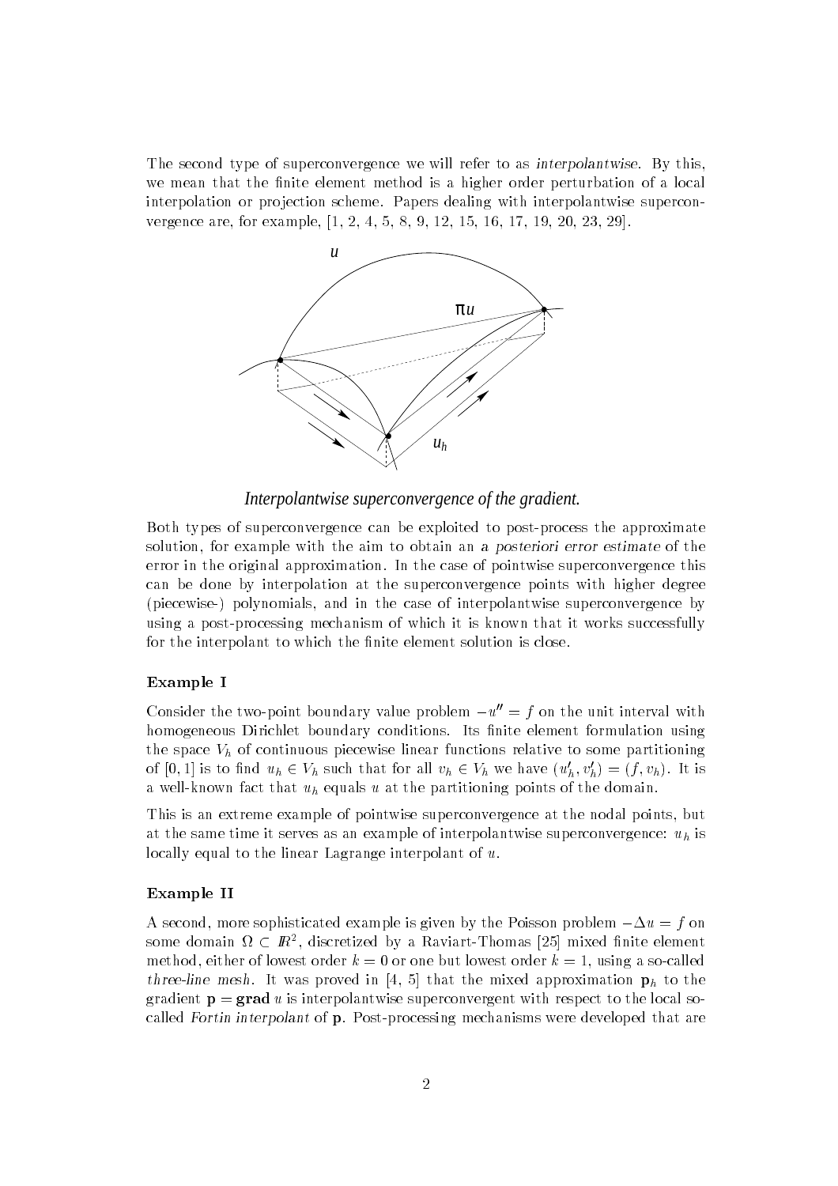The second type of superconvergence we will refer to as *interpolantwise*. By this, we mean that the finite element method is a higher order perturbation of a local interpolation or projection scheme. Papers dealing with interpolantwise superconvergence are, for example, [1, 2, 4, 5, 8, 9, 12, 15, 16, 17, 19, 20, 23, 29].

*Interpolantwise superconvergence of the gradient.*

Both types of superconvergence can be exploited to post-process the approximate solution, for example with the aim to obtain an *a posteriori error estimate* of the error in the original approximation. In the case of pointwise superconvergence this can be done by interpolation at the superconvergence points with higher degree (piecewise-) polynomials, and in the case of interpolantwise superconvergence by using a post-processing mechanism of which it is known that it works successfully for the interpolant to which the finite element solution is close.

### Example I

Consider the two-point boundary value problem $-u'' = f$ on the unit interval with homogeneous Dirichlet boundary conditions. Its finite element formulation using the space $V_h$ of continuous piecewise linear functions relative to some partitioning of $[0, 1]$ is to find $u_h \in V_h$ such that for all $v_h \in V_h$ we have $(u_h', v_h') = (f, v_h)$. It is a well-known fact that $u_h$ equals $u$ at the partitioning points of the domain.

This is an extreme example of pointwise superconvergence at the nodal points, but at the same time it serves as an example of interpolantwise superconvergence: $u_h$ is locally equal to the linear Lagrange interpolant of $u$.

### Example II

A second, more sophisticated example is given by the Poisson problem $-\Delta u = f$ on some domain $\Omega \subset \mathbb{R}^2$, discretized by a Raviart-Thomas [25] mixed finite element method, either of lowest order $k = 0$ or one but lowest order $k = 1$, using a so-called *three-line mesh*. It was proved in [4, 5] that the mixed approximation $\mathbf{p}_h$ to the gradient $\mathbf{p} = \mathbf{grad}\, u$ is interpolantwise superconvergent with respect to the local so-called *Fortin interpolant* of $\mathbf{p}$. Post-processing mechanisms were developed that are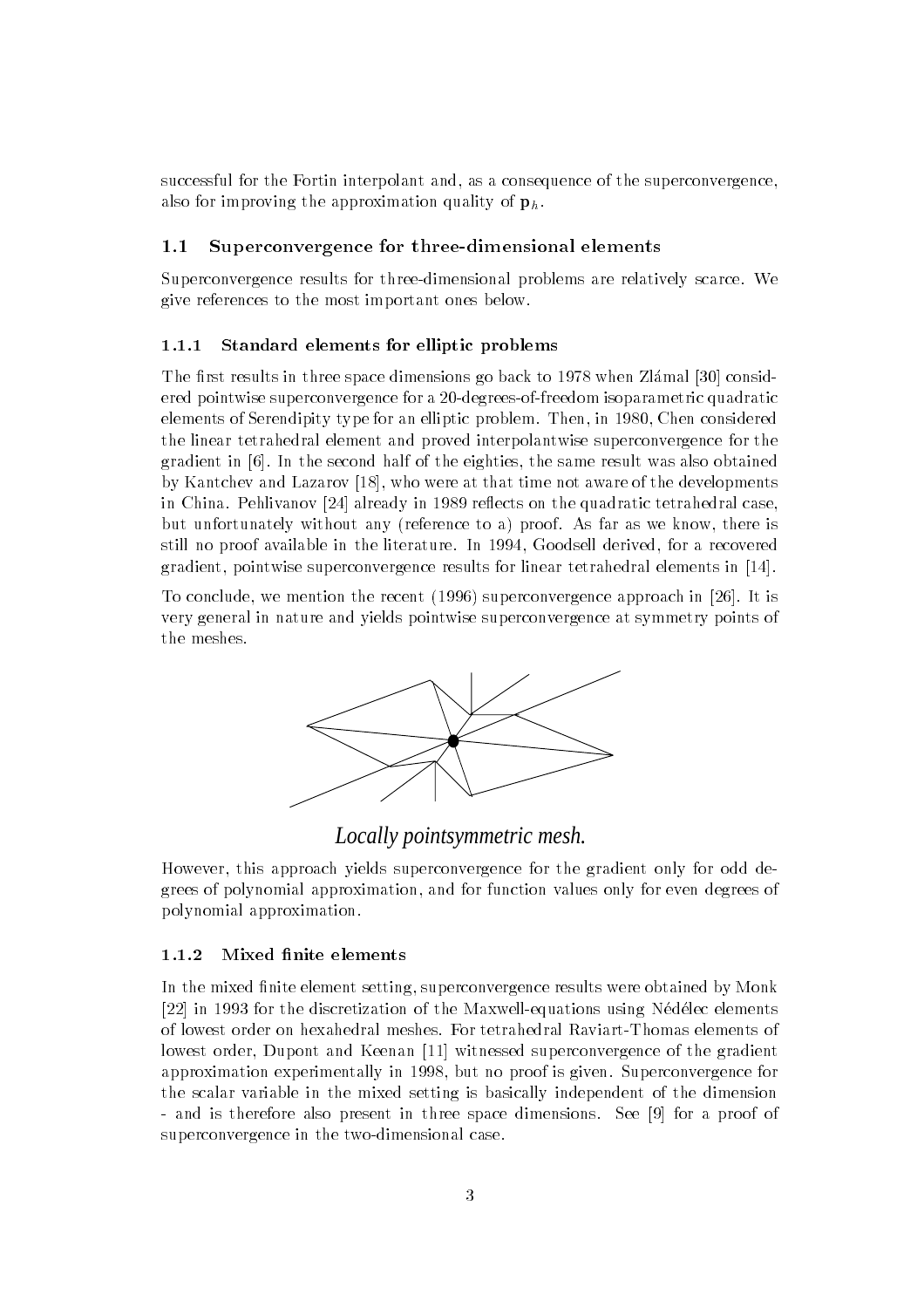successful for the Fortin interpolant and, as a consequence of the superconvergence, also for improving the approximation quality of $\mathbf{p}_h$.

## 1.1 Superconvergence for three-dimensional elements

Superconvergence results for three-dimensional problems are relatively scarce. We give references to the most important ones below.

### 1.1.1 Standard elements for elliptic problems

The first results in three space dimensions go back to 1978 when Zlámal [30] considered pointwise superconvergence for a 20-degrees-of-freedom isoparametric quadratic elements of Serendipity type for an elliptic problem. Then, in 1980, Chen considered the linear tetrahedral element and proved interpolantwise superconvergence for the gradient in [6]. In the second half of the eighties, the same result was also obtained by Kantchev and Lazarov [18], who were at that time not aware of the developments in China. Pehlivanov [24] already in 1989 reflects on the quadratic tetrahedral case, but unfortunately without any (reference to a) proof. As far as we know, there is still no proof available in the literature. In 1994, Goodsell derived, for a recovered gradient, pointwise superconvergence results for linear tetrahedral elements in [14].

To conclude, we mention the recent (1996) superconvergence approach in [26]. It is very general in nature and yields pointwise superconvergence at symmetry points of the meshes.

*Locally pointsymmetric mesh.*

However, this approach yields superconvergence for the gradient only for odd degrees of polynomial approximation, and for function values only for even degrees of polynomial approximation.

### 1.1.2 Mixed finite elements

In the mixed finite element setting, superconvergence results were obtained by Monk [22] in 1993 for the discretization of the Maxwell-equations using Nédélec elements of lowest order on hexahedral meshes. For tetrahedral Raviart-Thomas elements of lowest order, Dupont and Keenan [11] witnessed superconvergence of the gradient approximation experimentally in 1998, but no proof is given. Superconvergence for the scalar variable in the mixed setting is basically independent of the dimension - and is therefore also present in three space dimensions. See [9] for a proof of superconvergence in the two-dimensional case.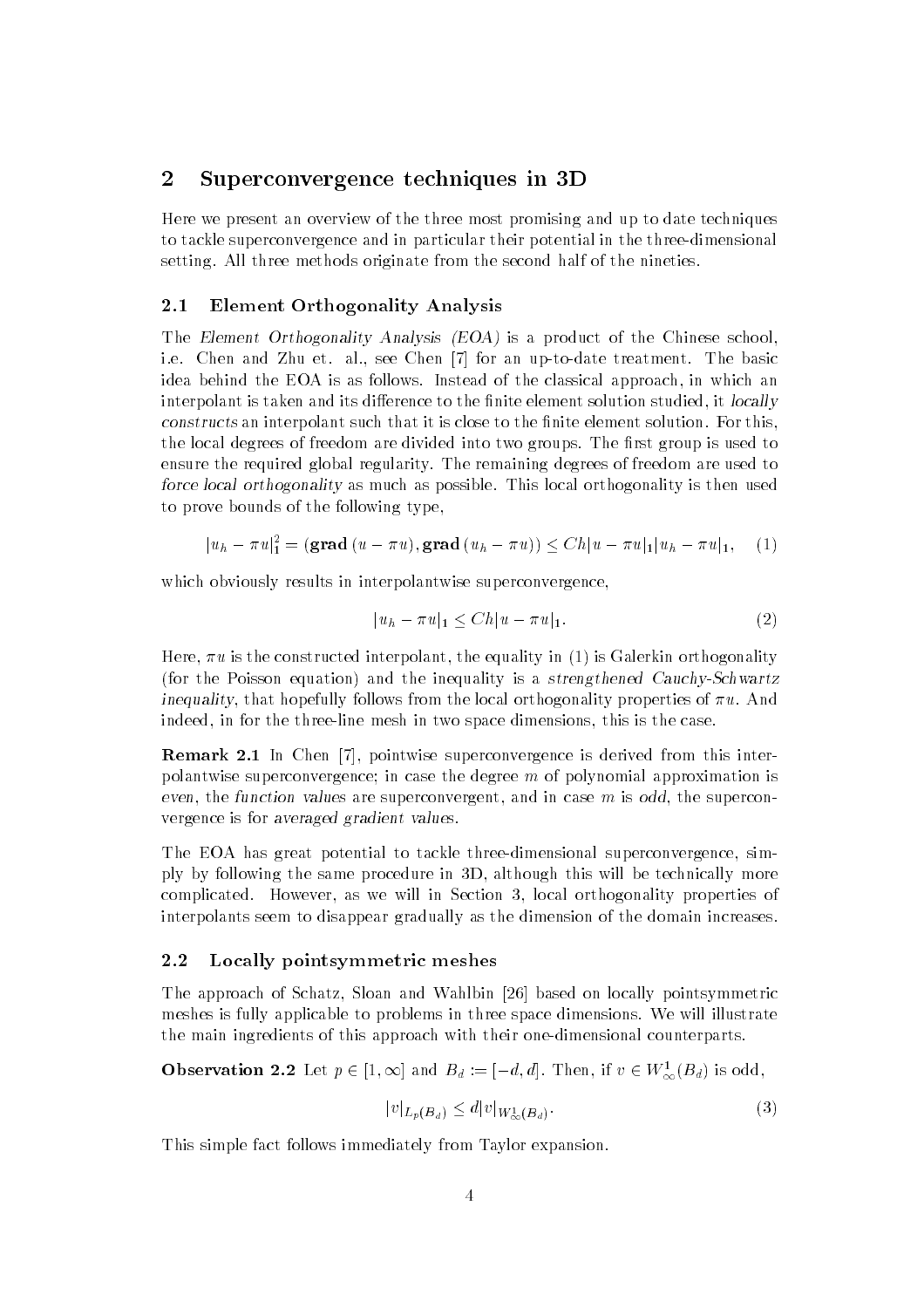## 2 Superconvergence techniques in 3D

Here we present an overview of the three most promising and up to date techniques to tackle superconvergence and in particular their potential in the three-dimensional setting. All three methods originate from the second half of the nineties.

### 2.1 Element Orthogonality Analysis

The *Element Orthogonality Analysis (EOA)* is a product of the Chinese school, i.e. Chen and Zhu et. al., see Chen [7] for an up-to-date treatment. The basic idea behind the EOA is as follows. Instead of the classical approach, in which an interpolant is taken and its difference to the finite element solution studied, it *locally constructs* an interpolant such that it is close to the finite element solution. For this, the local degrees of freedom are divided into two groups. The first group is used to ensure the required global regularity. The remaining degrees of freedom are used to *force local orthogonality* as much as possible. This local orthogonality is then used to prove bounds of the following type,

$$|u_h - \pi u|_1^2 = (\mathbf{grad}\,(u - \pi u), \mathbf{grad}\,(u_h - \pi u)) \leq Ch|u - \pi u|_1 |u_h - \pi u|_1, \quad (1)$$

which obviously results in interpolantwise superconvergence,

$$|u_h - \pi u|_1 \leq Ch|u - \pi u|_1. \quad (2)$$

Here, $\pi u$ is the constructed interpolant, the equality in (1) is Galerkin orthogonality (for the Poisson equation) and the inequality is a *strengthened Cauchy-Schwartz inequality*, that hopefully follows from the local orthogonality properties of $\pi u$. And indeed, in for the three-line mesh in two space dimensions, this is the case.

**Remark 2.1** In Chen [7], pointwise superconvergence is derived from this interpolantwise superconvergence; in case the degree $m$ of polynomial approximation is *even*, the *function values* are superconvergent, and in case $m$ is *odd*, the superconvergence is for *averaged gradient values*.

The EOA has great potential to tackle three-dimensional superconvergence, simply by following the same procedure in 3D, although this will be technically more complicated. However, as we will in Section 3, local orthogonality properties of interpolants seem to disappear gradually as the dimension of the domain increases.

### 2.2 Locally pointsymmetric meshes

The approach of Schatz, Sloan and Wahlbin [26] based on locally pointsymmetric meshes is fully applicable to problems in three space dimensions. We will illustrate the main ingredients of this approach with their one-dimensional counterparts.

**Observation 2.2** Let $p \in [1, \infty]$ and $B_d := [-d, d]$. Then, if $v \in W^1_\infty(B_d)$ is odd,

$$|v|_{L_p(B_d)} \leq d|v|_{W^1_\infty(B_d)}. \quad (3)$$

This simple fact follows immediately from Taylor expansion.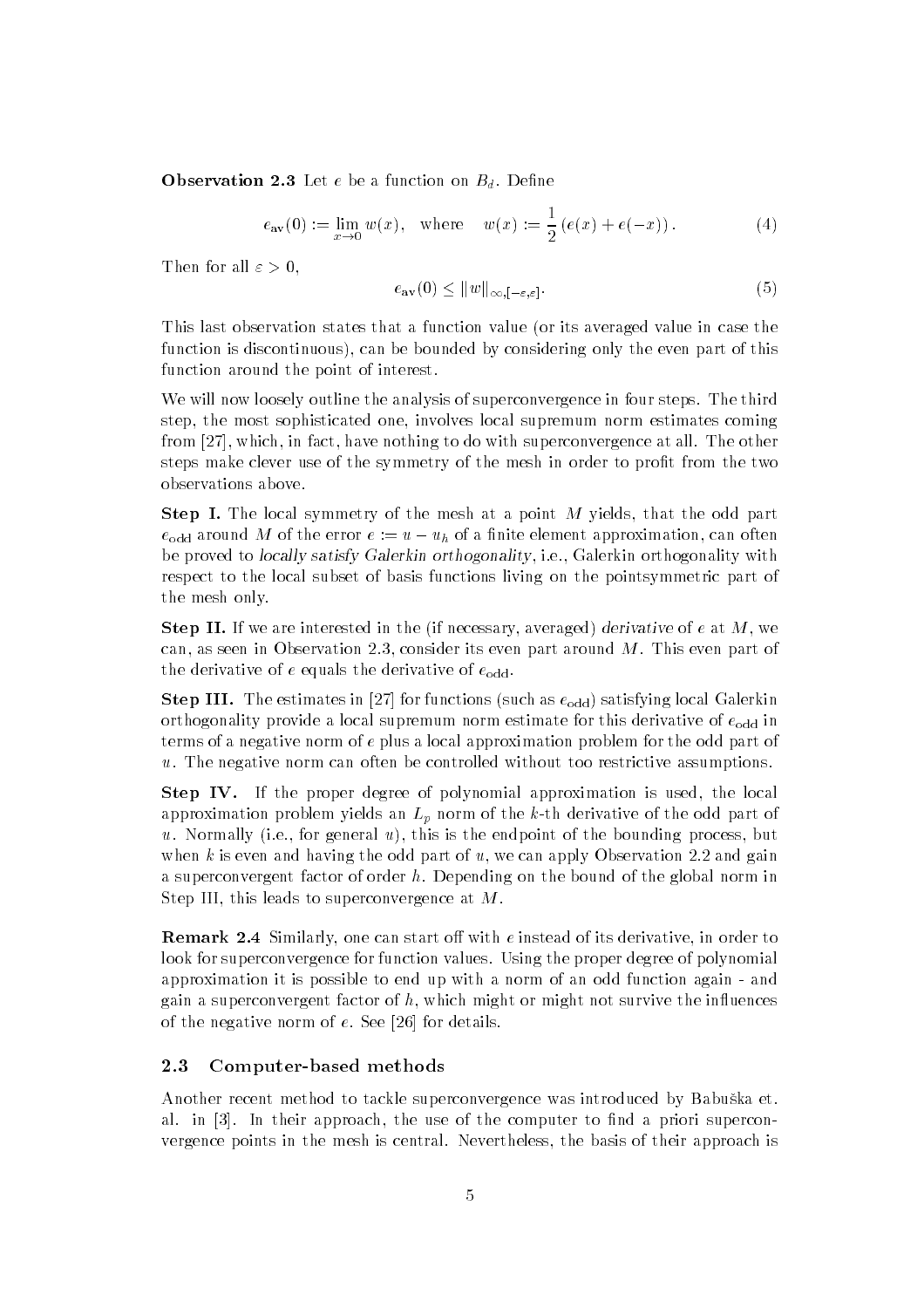**Observation 2.3** Let $e$ be a function on $B_d$. Define

$$e_{\mathrm{av}}(0) := \lim_{x \to 0} w(x), \quad \text{where} \quad w(x) := \frac{1}{2}\left(e(x) + e(-x)\right). \tag{4}$$

Then for all $\varepsilon > 0$,

$$e_{\mathrm{av}}(0) \leq \|w\|_{\infty,[-\varepsilon,\varepsilon]}. \tag{5}$$

This last observation states that a function value (or its averaged value in case the function is discontinuous), can be bounded by considering only the even part of this function around the point of interest.

We will now loosely outline the analysis of superconvergence in four steps. The third step, the most sophisticated one, involves local supremum norm estimates coming from [27], which, in fact, have nothing to do with superconvergence at all. The other steps make clever use of the symmetry of the mesh in order to profit from the two observations above.

**Step I.** The local symmetry of the mesh at a point $M$ yields, that the odd part $e_{\mathrm{odd}}$ around $M$ of the error $e := u - u_h$ of a finite element approximation, can often be proved to *locally satisfy Galerkin orthogonality*, i.e., Galerkin orthogonality with respect to the local subset of basis functions living on the pointsymmetric part of the mesh only.

**Step II.** If we are interested in the (if necessary, averaged) *derivative* of $e$ at $M$, we can, as seen in Observation 2.3, consider its even part around $M$. This even part of the derivative of $e$ equals the derivative of $e_{\mathrm{odd}}$.

**Step III.** The estimates in [27] for functions (such as $e_{\mathrm{odd}}$) satisfying local Galerkin orthogonality provide a local supremum norm estimate for this derivative of $e_{\mathrm{odd}}$ in terms of a negative norm of $e$ plus a local approximation problem for the odd part of $u$. The negative norm can often be controlled without too restrictive assumptions.

**Step IV.** If the proper degree of polynomial approximation is used, the local approximation problem yields an $L_p$ norm of the $k$-th derivative of the odd part of $u$. Normally (i.e., for general $u$), this is the endpoint of the bounding process, but when $k$ is even and having the odd part of $u$, we can apply Observation 2.2 and gain a superconvergent factor of order $h$. Depending on the bound of the global norm in Step III, this leads to superconvergence at $M$.

**Remark 2.4** Similarly, one can start off with $e$ instead of its derivative, in order to look for superconvergence for function values. Using the proper degree of polynomial approximation it is possible to end up with a norm of an odd function again - and gain a superconvergent factor of $h$, which might or might not survive the influences of the negative norm of $e$. See [26] for details.

### 2.3 Computer-based methods

Another recent method to tackle superconvergence was introduced by Babuška et. al. in [3]. In their approach, the use of the computer to find a priori superconvergence points in the mesh is central. Nevertheless, the basis of their approach is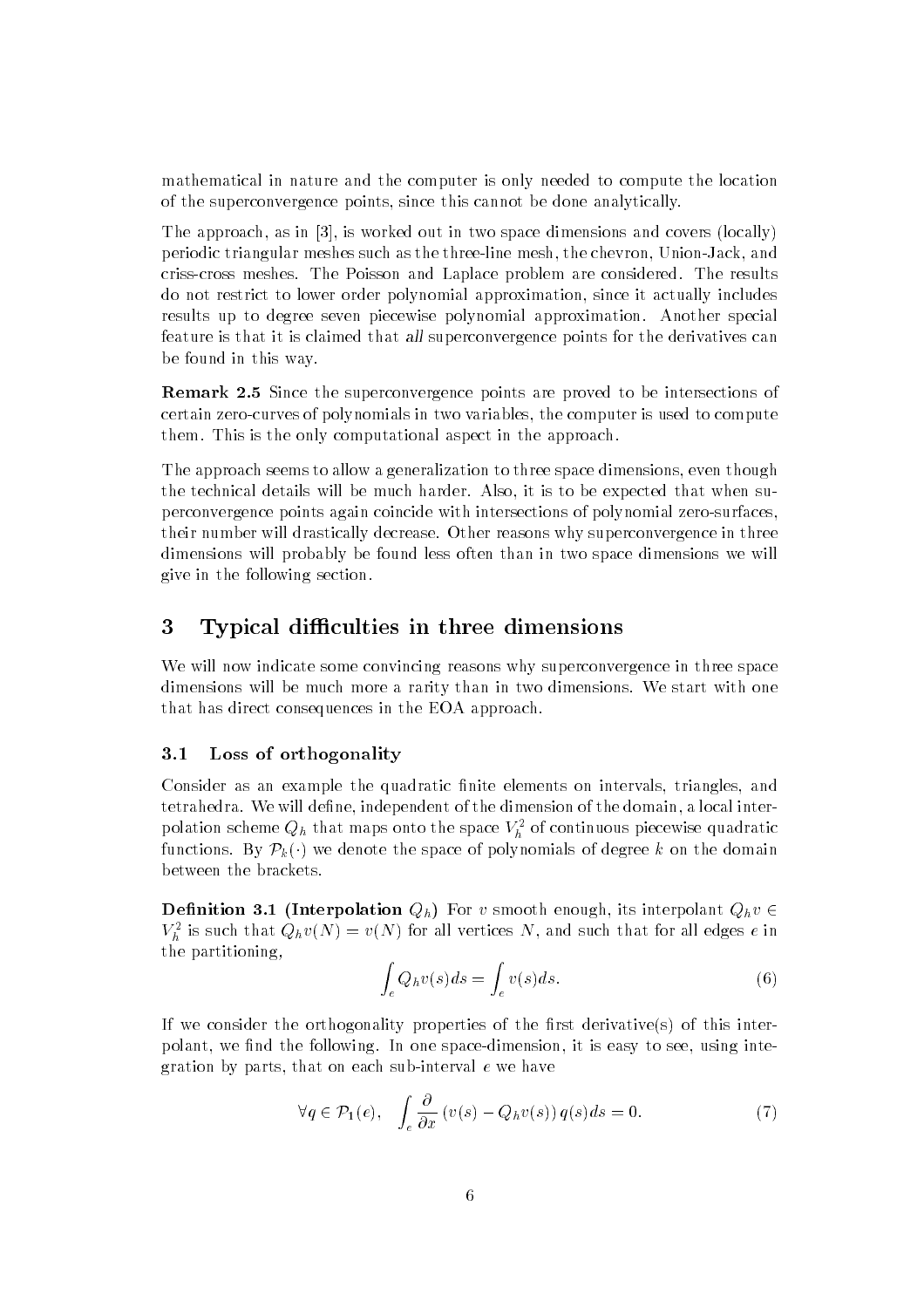mathematical in nature and the computer is only needed to compute the location of the superconvergence points, since this cannot be done analytically.

The approach, as in [3], is worked out in two space dimensions and covers (locally) periodic triangular meshes such as the three-line mesh, the chevron, Union-Jack, and criss-cross meshes. The Poisson and Laplace problem are considered. The results do not restrict to lower order polynomial approximation, since it actually includes results up to degree seven piecewise polynomial approximation. Another special feature is that it is claimed that *all* superconvergence points for the derivatives can be found in this way.

**Remark 2.5** Since the superconvergence points are proved to be intersections of certain zero-curves of polynomials in two variables, the computer is used to compute them. This is the only computational aspect in the approach.

The approach seems to allow a generalization to three space dimensions, even though the technical details will be much harder. Also, it is to be expected that when superconvergence points again coincide with intersections of polynomial zero-surfaces, their number will drastically decrease. Other reasons why superconvergence in three dimensions will probably be found less often than in two space dimensions we will give in the following section.

# 3 Typical difficulties in three dimensions

We will now indicate some convincing reasons why superconvergence in three space dimensions will be much more a rarity than in two dimensions. We start with one that has direct consequences in the EOA approach.

## 3.1 Loss of orthogonality

Consider as an example the quadratic finite elements on intervals, triangles, and tetrahedra. We will define, independent of the dimension of the domain, a local interpolation scheme $Q_h$ that maps onto the space $V_h^2$ of continuous piecewise quadratic functions. By $\mathcal{P}_k(\cdot)$ we denote the space of polynomials of degree $k$ on the domain between the brackets.

**Definition 3.1 (Interpolation $Q_h$)** For $v$ smooth enough, its interpolant $Q_h v \in V_h^2$ is such that $Q_h v(N) = v(N)$ for all vertices $N$, and such that for all edges $e$ in the partitioning,

$$\int_e Q_h v(s)ds = \int_e v(s)ds. \tag{6}$$

If we consider the orthogonality properties of the first derivative(s) of this interpolant, we find the following. In one space-dimension, it is easy to see, using integration by parts, that on each sub-interval $e$ we have

$$\forall q \in \mathcal{P}_1(e), \quad \int_e \frac{\partial}{\partial x}\left(v(s) - Q_h v(s)\right) q(s)ds = 0. \tag{7}$$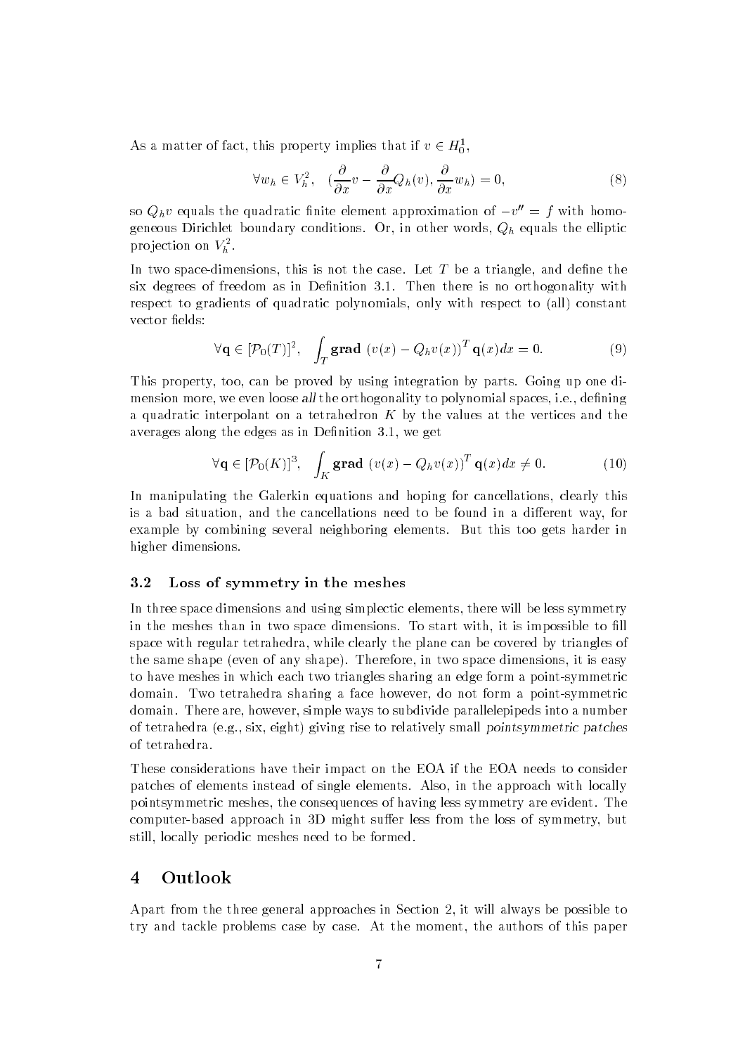As a matter of fact, this property implies that if $v \in H_0^1$,

$$\forall w_h \in V_h^2, \quad (\frac{\partial}{\partial x}v - \frac{\partial}{\partial x}Q_h(v), \frac{\partial}{\partial x}w_h) = 0, \tag{8}$$

so $Q_h v$ equals the quadratic finite element approximation of $-v'' = f$ with homogeneous Dirichlet boundary conditions. Or, in other words, $Q_h$ equals the elliptic projection on $V_h^2$.

In two space-dimensions, this is not the case. Let $T$ be a triangle, and define the six degrees of freedom as in Definition 3.1. Then there is no orthogonality with respect to gradients of quadratic polynomials, only with respect to (all) constant vector fields:

$$\forall \mathbf{q} \in [\mathcal{P}_0(T)]^2, \quad \int_T \mathbf{grad}\ (v(x) - Q_h v(x))^T \mathbf{q}(x) dx = 0. \tag{9}$$

This property, too, can be proved by using integration by parts. Going up one dimension more, we even loose *all* the orthogonality to polynomial spaces, i.e., defining a quadratic interpolant on a tetrahedron $K$ by the values at the vertices and the averages along the edges as in Definition 3.1, we get

$$\forall \mathbf{q} \in [\mathcal{P}_0(K)]^3, \quad \int_K \mathbf{grad}\ (v(x) - Q_h v(x))^T \mathbf{q}(x) dx \neq 0. \tag{10}$$

In manipulating the Galerkin equations and hoping for cancellations, clearly this is a bad situation, and the cancellations need to be found in a different way, for example by combining several neighboring elements. But this too gets harder in higher dimensions.

### 3.2 Loss of symmetry in the meshes

In three space dimensions and using simplectic elements, there will be less symmetry in the meshes than in two space dimensions. To start with, it is impossible to fill space with regular tetrahedra, while clearly the plane can be covered by triangles of the same shape (even of any shape). Therefore, in two space dimensions, it is easy to have meshes in which each two triangles sharing an edge form a point-symmetric domain. Two tetrahedra sharing a face however, do not form a point-symmetric domain. There are, however, simple ways to subdivide parallelepipeds into a number of tetrahedra (e.g., six, eight) giving rise to relatively small *pointsymmetric patches* of tetrahedra.

These considerations have their impact on the EOA if the EOA needs to consider patches of elements instead of single elements. Also, in the approach with locally pointsymmetric meshes, the consequences of having less symmetry are evident. The computer-based approach in 3D might suffer less from the loss of symmetry, but still, locally periodic meshes need to be formed.

## 4 Outlook

Apart from the three general approaches in Section 2, it will always be possible to try and tackle problems case by case. At the moment, the authors of this paper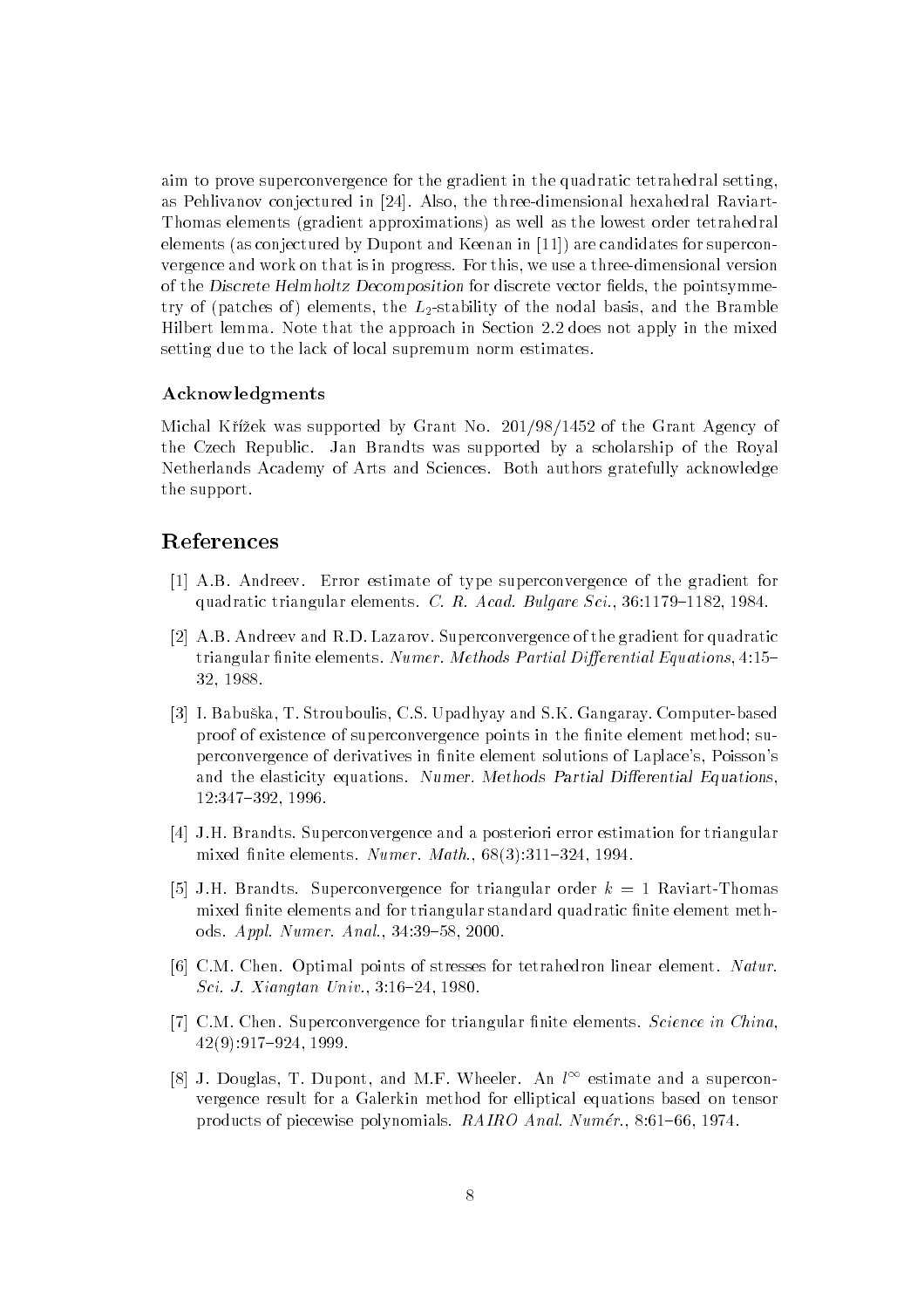aim to prove superconvergence for the gradient in the quadratic tetrahedral setting, as Pehlivanov conjectured in [24]. Also, the three-dimensional hexahedral Raviart-Thomas elements (gradient approximations) as well as the lowest order tetrahedral elements (as conjectured by Dupont and Keenan in [11]) are candidates for superconvergence and work on that is in progress. For this, we use a three-dimensional version of the *Discrete Helmholtz Decomposition* for discrete vector fields, the pointsymmetry of (patches of) elements, the $L_2$-stability of the nodal basis, and the Bramble Hilbert lemma. Note that the approach in Section 2.2 does not apply in the mixed setting due to the lack of local supremum norm estimates.

### Acknowledgments

Michal Křížek was supported by Grant No. 201/98/1452 of the Grant Agency of the Czech Republic. Jan Brandts was supported by a scholarship of the Royal Netherlands Academy of Arts and Sciences. Both authors gratefully acknowledge the support.

## References

[1] A.B. Andreev. Error estimate of type superconvergence of the gradient for quadratic triangular elements. *C. R. Acad. Bulgare Sci.*, 36:1179–1182, 1984.

[2] A.B. Andreev and R.D. Lazarov. Superconvergence of the gradient for quadratic triangular finite elements. *Numer. Methods Partial Differential Equations*, 4:15–32, 1988.

[3] I. Babuška, T. Strouboulis, C.S. Upadhyay and S.K. Gangaray. Computer-based proof of existence of superconvergence points in the finite element method; superconvergence of derivatives in finite element solutions of Laplace's, Poisson's and the elasticity equations. *Numer. Methods Partial Differential Equations*, 12:347–392, 1996.

[4] J.H. Brandts. Superconvergence and a posteriori error estimation for triangular mixed finite elements. *Numer. Math.*, 68(3):311–324, 1994.

[5] J.H. Brandts. Superconvergence for triangular order $k = 1$ Raviart-Thomas mixed finite elements and for triangular standard quadratic finite element methods. *Appl. Numer. Anal.*, 34:39–58, 2000.

[6] C.M. Chen. Optimal points of stresses for tetrahedron linear element. *Natur. Sci. J. Xiangtan Univ.*, 3:16–24, 1980.

[7] C.M. Chen. Superconvergence for triangular finite elements. *Science in China*, 42(9):917–924, 1999.

[8] J. Douglas, T. Dupont, and M.F. Wheeler. An $l^\infty$ estimate and a superconvergence result for a Galerkin method for elliptical equations based on tensor products of piecewise polynomials. *RAIRO Anal. Numér.*, 8:61–66, 1974.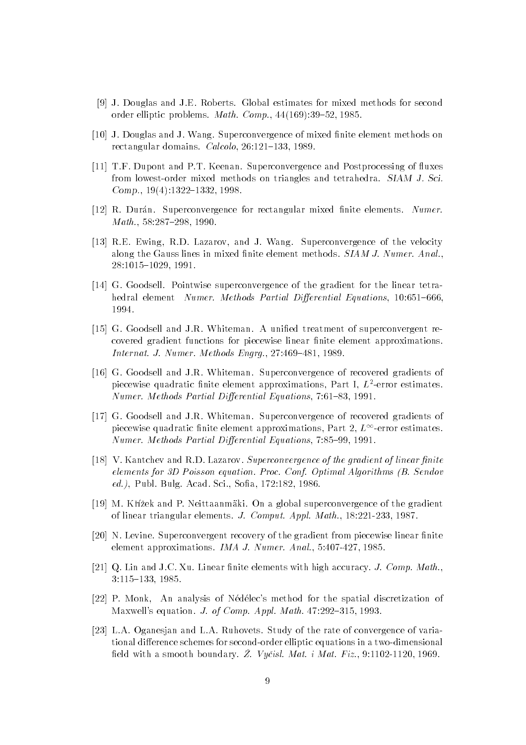[9] J. Douglas and J.E. Roberts. Global estimates for mixed methods for second order elliptic problems. *Math. Comp.*, 44(169):39–52, 1985.

[10] J. Douglas and J. Wang. Superconvergence of mixed finite element methods on rectangular domains. *Calcolo*, 26:121–133, 1989.

[11] T.F. Dupont and P.T. Keenan. Superconvergence and Postprocessing of fluxes from lowest-order mixed methods on triangles and tetrahedra. *SIAM J. Sci. Comp.*, 19(4):1322–1332, 1998.

[12] R. Durán. Superconvergence for rectangular mixed finite elements. *Numer. Math.*, 58:287–298, 1990.

[13] R.E. Ewing, R.D. Lazarov, and J. Wang. Superconvergence of the velocity along the Gauss lines in mixed finite element methods. *SIAM J. Numer. Anal.*, 28:1015–1029, 1991.

[14] G. Goodsell. Pointwise superconvergence of the gradient for the linear tetrahedral element *Numer. Methods Partial Differential Equations*, 10:651–666, 1994.

[15] G. Goodsell and J.R. Whiteman. A unified treatment of superconvergent recovered gradient functions for piecewise linear finite element approximations. *Internat. J. Numer. Methods Engrg.*, 27:469–481, 1989.

[16] G. Goodsell and J.R. Whiteman. Superconvergence of recovered gradients of piecewise quadratic finite element approximations, Part I, $L^2$-error estimates. *Numer. Methods Partial Differential Equations*, 7:61–83, 1991.

[17] G. Goodsell and J.R. Whiteman. Superconvergence of recovered gradients of piecewise quadratic finite element approximations, Part 2, $L^\infty$-error estimates. *Numer. Methods Partial Differential Equations*, 7:85–99, 1991.

[18] V. Kantchev and R.D. Lazarov. *Superconvergence of the gradient of linear finite elements for 3D Poisson equation. Proc. Conf. Optimal Algorithms (B. Sendov ed.)*, Publ. Bulg. Acad. Sci., Sofia, 172:182, 1986.

[19] M. Křížek and P. Neittaanmäki. On a global superconvergence of the gradient of linear triangular elements. *J. Comput. Appl. Math.*, 18:221-233, 1987.

[20] N. Levine. Superconvergent recovery of the gradient from piecewise linear finite element approximations. *IMA J. Numer. Anal.*, 5:407-427, 1985.

[21] Q. Lin and J.C. Xu. Linear finite elements with high accuracy. *J. Comp. Math.*, 3:115–133, 1985.

[22] P. Monk, An analysis of Nédélec's method for the spatial discretization of Maxwell's equation. *J. of Comp. Appl. Math.* 47:292–315, 1993.

[23] L.A. Oganesjan and L.A. Ruhovets. Study of the rate of convergence of variational difference schemes for second-order elliptic equations in a two-dimensional field with a smooth boundary. *Ž. Vyčisl. Mat. i Mat. Fiz.*, 9:1102-1120, 1969.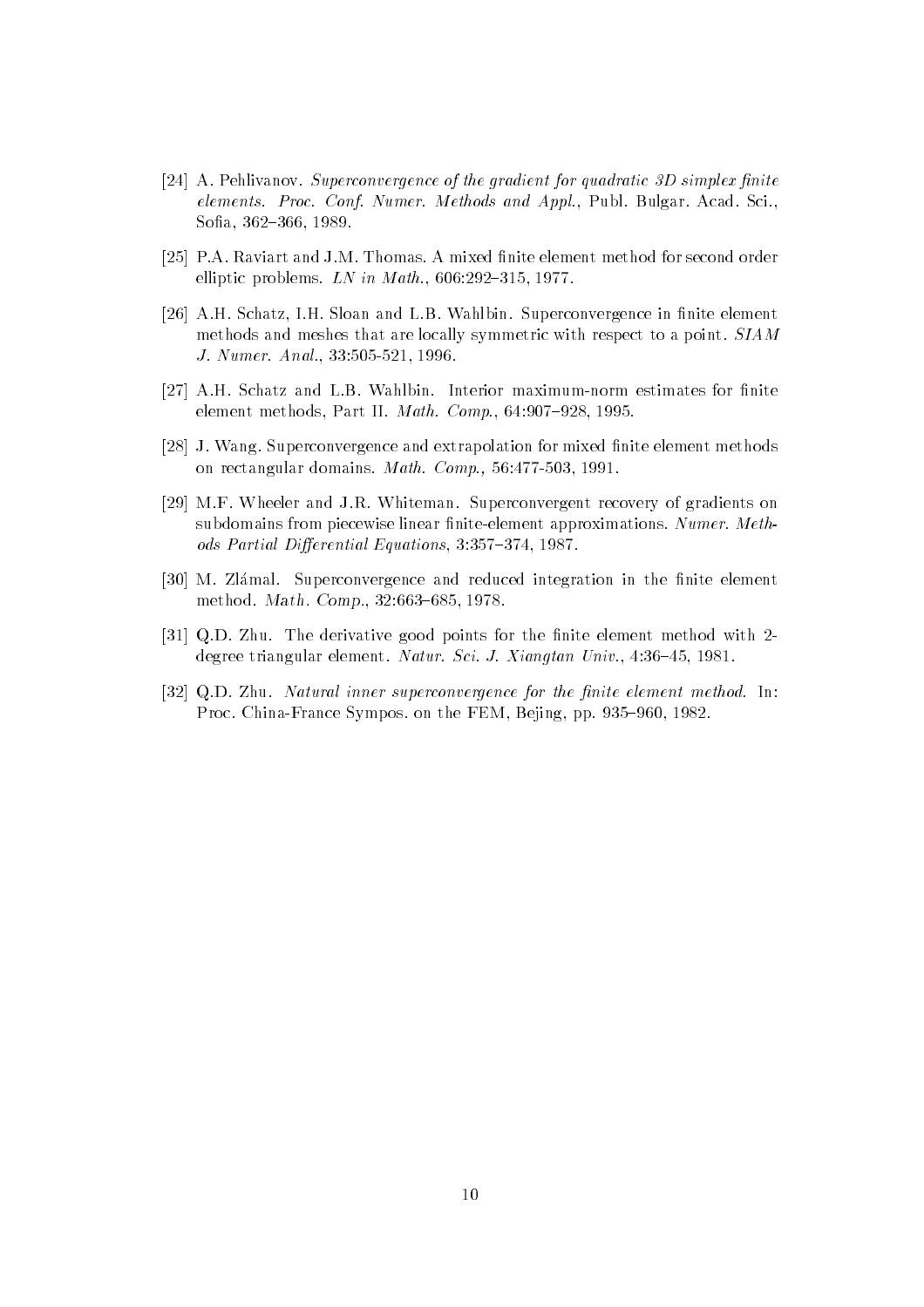[24] A. Pehlivanov. *Superconvergence of the gradient for quadratic 3D simplex finite elements. Proc. Conf. Numer. Methods and Appl.*, Publ. Bulgar. Acad. Sci., Sofia, 362–366, 1989.

[25] P.A. Raviart and J.M. Thomas. A mixed finite element method for second order elliptic problems. *LN in Math.*, 606:292–315, 1977.

[26] A.H. Schatz, I.H. Sloan and L.B. Wahlbin. Superconvergence in finite element methods and meshes that are locally symmetric with respect to a point. *SIAM J. Numer. Anal.*, 33:505-521, 1996.

[27] A.H. Schatz and L.B. Wahlbin. Interior maximum-norm estimates for finite element methods, Part II. *Math. Comp.*, 64:907–928, 1995.

[28] J. Wang. Superconvergence and extrapolation for mixed finite element methods on rectangular domains. *Math. Comp.,* 56:477-503, 1991.

[29] M.F. Wheeler and J.R. Whiteman. Superconvergent recovery of gradients on subdomains from piecewise linear finite-element approximations. *Numer. Methods Partial Differential Equations*, 3:357–374, 1987.

[30] M. Zlámal. Superconvergence and reduced integration in the finite element method. *Math. Comp.*, 32:663–685, 1978.

[31] Q.D. Zhu. The derivative good points for the finite element method with 2-degree triangular element. *Natur. Sci. J. Xiangtan Univ.*, 4:36–45, 1981.

[32] Q.D. Zhu. *Natural inner superconvergence for the finite element method.* In: Proc. China-France Sympos. on the FEM, Bejing, pp. 935–960, 1982.